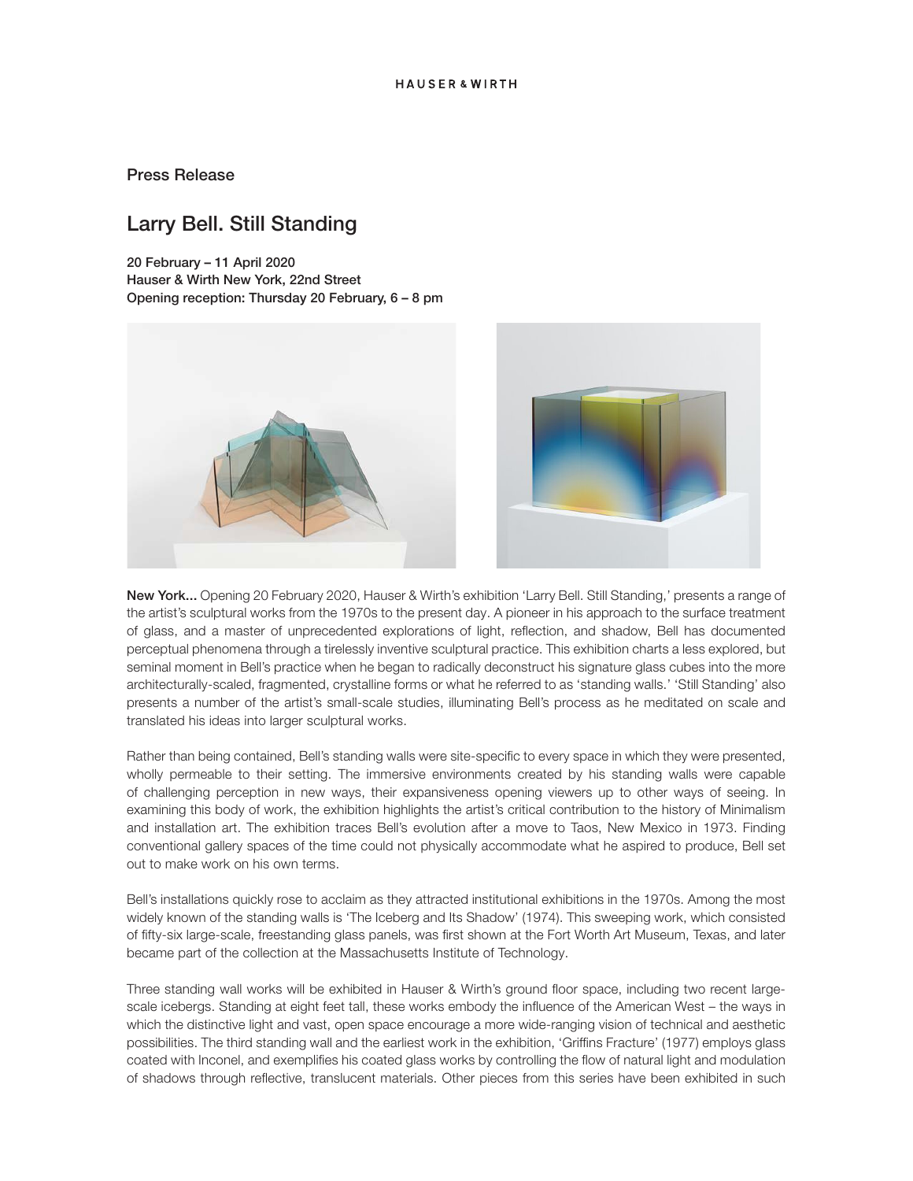HAUSER & WIRTH

Press Release

# Larry Bell. Still Standing

**20 February – 11 April 2020**
**Hauser & Wirth New York, 22nd Street**
**Opening reception: Thursday 20 February, 6 – 8 pm**

**New York...** Opening 20 February 2020, Hauser & Wirth's exhibition 'Larry Bell. Still Standing,' presents a range of the artist's sculptural works from the 1970s to the present day. A pioneer in his approach to the surface treatment of glass, and a master of unprecedented explorations of light, reflection, and shadow, Bell has documented perceptual phenomena through a tirelessly inventive sculptural practice. This exhibition charts a less explored, but seminal moment in Bell's practice when he began to radically deconstruct his signature glass cubes into the more architecturally-scaled, fragmented, crystalline forms or what he referred to as 'standing walls.' 'Still Standing' also presents a number of the artist's small-scale studies, illuminating Bell's process as he meditated on scale and translated his ideas into larger sculptural works.

Rather than being contained, Bell's standing walls were site-specific to every space in which they were presented, wholly permeable to their setting. The immersive environments created by his standing walls were capable of challenging perception in new ways, their expansiveness opening viewers up to other ways of seeing. In examining this body of work, the exhibition highlights the artist's critical contribution to the history of Minimalism and installation art. The exhibition traces Bell's evolution after a move to Taos, New Mexico in 1973. Finding conventional gallery spaces of the time could not physically accommodate what he aspired to produce, Bell set out to make work on his own terms.

Bell's installations quickly rose to acclaim as they attracted institutional exhibitions in the 1970s. Among the most widely known of the standing walls is 'The Iceberg and Its Shadow' (1974). This sweeping work, which consisted of fifty-six large-scale, freestanding glass panels, was first shown at the Fort Worth Art Museum, Texas, and later became part of the collection at the Massachusetts Institute of Technology.

Three standing wall works will be exhibited in Hauser & Wirth's ground floor space, including two recent large-scale icebergs. Standing at eight feet tall, these works embody the influence of the American West – the ways in which the distinctive light and vast, open space encourage a more wide-ranging vision of technical and aesthetic possibilities. The third standing wall and the earliest work in the exhibition, 'Griffins Fracture' (1977) employs glass coated with Inconel, and exemplifies his coated glass works by controlling the flow of natural light and modulation of shadows through reflective, translucent materials. Other pieces from this series have been exhibited in such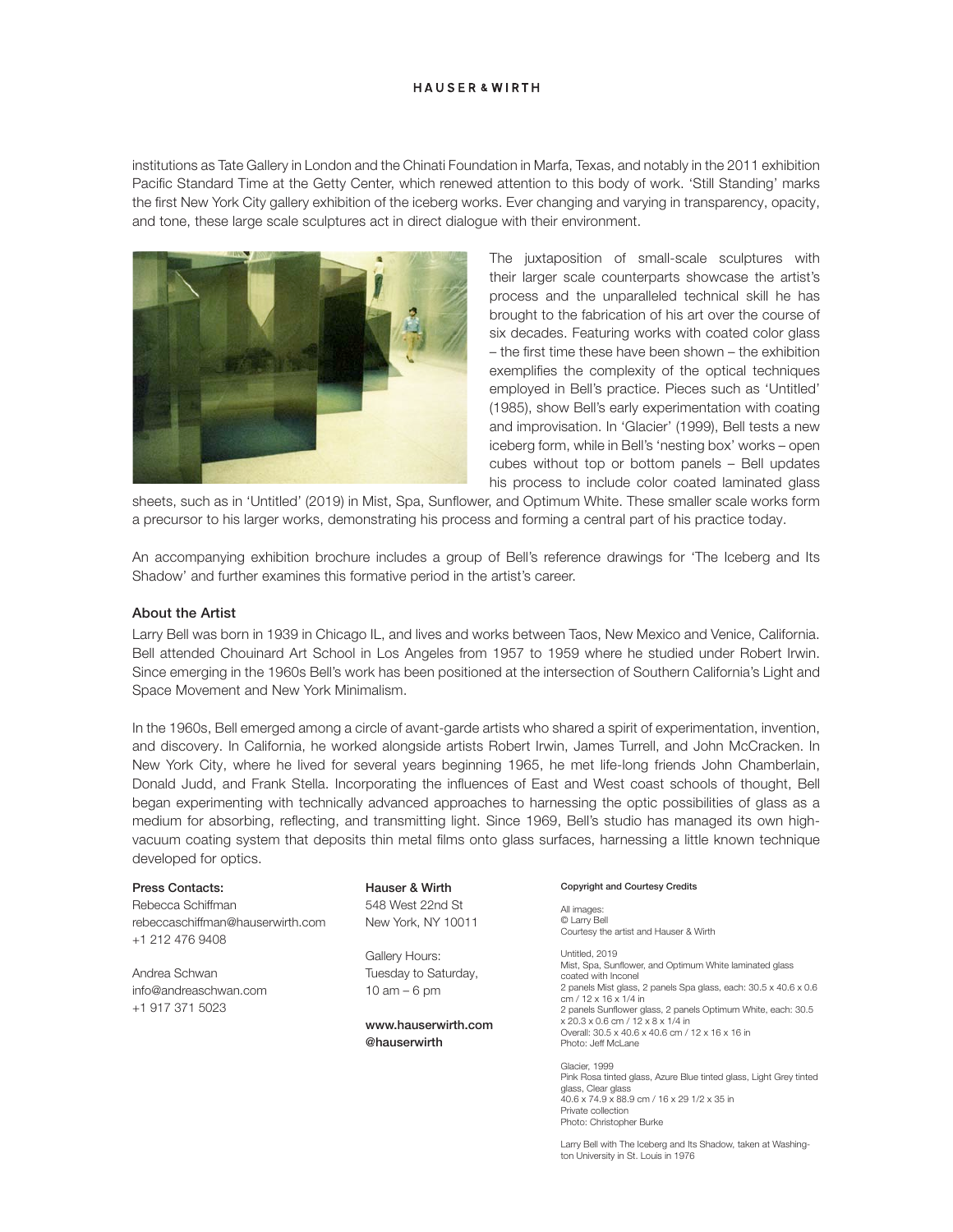institutions as Tate Gallery in London and the Chinati Foundation in Marfa, Texas, and notably in the 2011 exhibition Pacific Standard Time at the Getty Center, which renewed attention to this body of work. 'Still Standing' marks the first New York City gallery exhibition of the iceberg works. Ever changing and varying in transparency, opacity, and tone, these large scale sculptures act in direct dialogue with their environment.

The juxtaposition of small-scale sculptures with their larger scale counterparts showcase the artist's process and the unparalleled technical skill he has brought to the fabrication of his art over the course of six decades. Featuring works with coated color glass – the first time these have been shown – the exhibition exemplifies the complexity of the optical techniques employed in Bell's practice. Pieces such as 'Untitled' (1985), show Bell's early experimentation with coating and improvisation. In 'Glacier' (1999), Bell tests a new iceberg form, while in Bell's 'nesting box' works – open cubes without top or bottom panels – Bell updates his process to include color coated laminated glass sheets, such as in 'Untitled' (2019) in Mist, Spa, Sunflower, and Optimum White. These smaller scale works form a precursor to his larger works, demonstrating his process and forming a central part of his practice today.

An accompanying exhibition brochure includes a group of Bell's reference drawings for 'The Iceberg and Its Shadow' and further examines this formative period in the artist's career.

### About the Artist

Larry Bell was born in 1939 in Chicago IL, and lives and works between Taos, New Mexico and Venice, California. Bell attended Chouinard Art School in Los Angeles from 1957 to 1959 where he studied under Robert Irwin. Since emerging in the 1960s Bell's work has been positioned at the intersection of Southern California's Light and Space Movement and New York Minimalism.

In the 1960s, Bell emerged among a circle of avant-garde artists who shared a spirit of experimentation, invention, and discovery. In California, he worked alongside artists Robert Irwin, James Turrell, and John McCracken. In New York City, where he lived for several years beginning 1965, he met life-long friends John Chamberlain, Donald Judd, and Frank Stella. Incorporating the influences of East and West coast schools of thought, Bell began experimenting with technically advanced approaches to harnessing the optic possibilities of glass as a medium for absorbing, reflecting, and transmitting light. Since 1969, Bell's studio has managed its own high-vacuum coating system that deposits thin metal films onto glass surfaces, harnessing a little known technique developed for optics.

**Press Contacts:**
Rebecca Schiffman
rebeccaschiffman@hauserwirth.com
+1 212 476 9408

Andrea Schwan
info@andreaschwan.com
+1 917 371 5023

**Hauser & Wirth**
548 West 22nd St
New York, NY 10011

Gallery Hours:
Tuesday to Saturday,
10 am – 6 pm

**www.hauserwirth.com**
**@hauserwirth**

**Copyright and Courtesy Credits**

All images:
© Larry Bell
Courtesy the artist and Hauser & Wirth

Untitled, 2019
Mist, Spa, Sunflower, and Optimum White laminated glass coated with Inconel
2 panels Mist glass, 2 panels Spa glass, each: 30.5 x 40.6 x 0.6 cm / 12 x 16 x 1/4 in
2 panels Sunflower glass, 2 panels Optimum White, each: 30.5 x 20.3 x 0.6 cm / 12 x 8 x 1/4 in
Overall: 30.5 x 40.6 x 40.6 cm / 12 x 16 x 16 in
Photo: Jeff McLane

Glacier, 1999
Pink Rosa tinted glass, Azure Blue tinted glass, Light Grey tinted glass, Clear glass
40.6 x 74.9 x 88.9 cm / 16 x 29 1/2 x 35 in
Private collection
Photo: Christopher Burke

Larry Bell with The Iceberg and Its Shadow, taken at Washington University in St. Louis in 1976